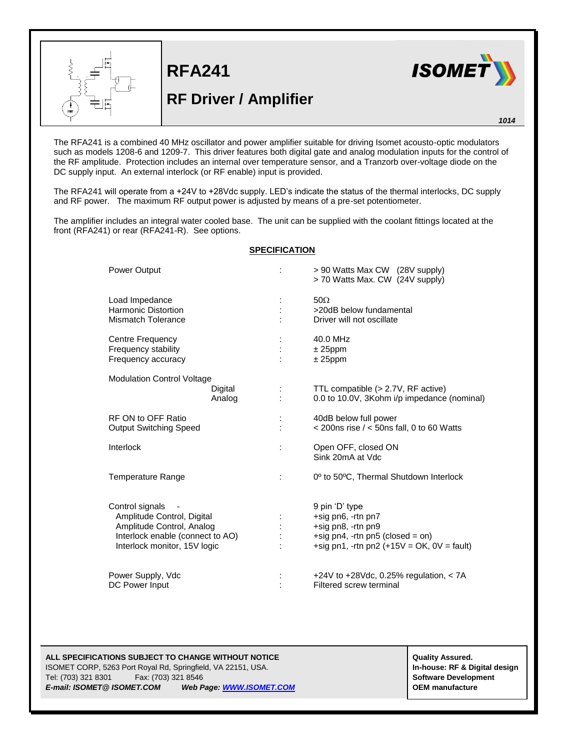# RFA241

## RF Driver / Amplifier

1014

The RFA241 is a combined 40 MHz oscillator and power amplifier suitable for driving Isomet acousto-optic modulators such as models 1208-6 and 1209-7. This driver features both digital gate and analog modulation inputs for the control of the RF amplitude. Protection includes an internal over temperature sensor, and a Tranzorb over-voltage diode on the DC supply input. An external interlock (or RF enable) input is provided.

The RFA241 will operate from a +24V to +28Vdc supply. LED's indicate the status of the thermal interlocks, DC supply and RF power. The maximum RF output power is adjusted by means of a pre-set potentiometer.

The amplifier includes an integral water cooled base. The unit can be supplied with the coolant fittings located at the front (RFA241) or rear (RFA241-R). See options.

**SPECIFICATION**

| Parameter | | Value |
|---|---|---|
| Power Output | : | > 90 Watts Max CW (28V supply)<br>> 70 Watts Max. CW (24V supply) |
| Load Impedance | : | 50Ω |
| Harmonic Distortion | : | >20dB below fundamental |
| Mismatch Tolerance | : | Driver will not oscillate |
| Centre Frequency | : | 40.0 MHz |
| Frequency stability | : | ± 25ppm |
| Frequency accuracy | : | ± 25ppm |
| Modulation Control Voltage | | |
| Digital | : | TTL compatible (> 2.7V, RF active) |
| Analog | : | 0.0 to 10.0V, 3Kohm i/p impedance (nominal) |
| RF ON to OFF Ratio | : | 40dB below full power |
| Output Switching Speed | : | < 200ns rise / < 50ns fall, 0 to 60 Watts |
| Interlock | : | Open OFF, closed ON<br>Sink 20mA at Vdc |
| Temperature Range | : | 0º to 50ºC, Thermal Shutdown Interlock |
| Control signals - | | 9 pin 'D' type |
| Amplitude Control, Digital | : | +sig pn6, -rtn pn7 |
| Amplitude Control, Analog | : | +sig pn8, -rtn pn9 |
| Interlock enable (connect to AO) | : | +sig pn4, -rtn pn5 (closed = on) |
| Interlock monitor, 15V logic | : | +sig pn1, -rtn pn2 (+15V = OK, 0V = fault) |
| Power Supply, Vdc | : | +24V to +28Vdc, 0.25% regulation, < 7A |
| DC Power Input | : | Filtered screw terminal |

**ALL SPECIFICATIONS SUBJECT TO CHANGE WITHOUT NOTICE**
ISOMET CORP, 5263 Port Royal Rd, Springfield, VA 22151, USA.
Tel: (703) 321 8301 Fax: (703) 321 8546
***E-mail: ISOMET@ ISOMET.COM Web Page: WWW.ISOMET.COM***

**Quality Assured.**
**In-house: RF & Digital design**
**Software Development**
**OEM manufacture**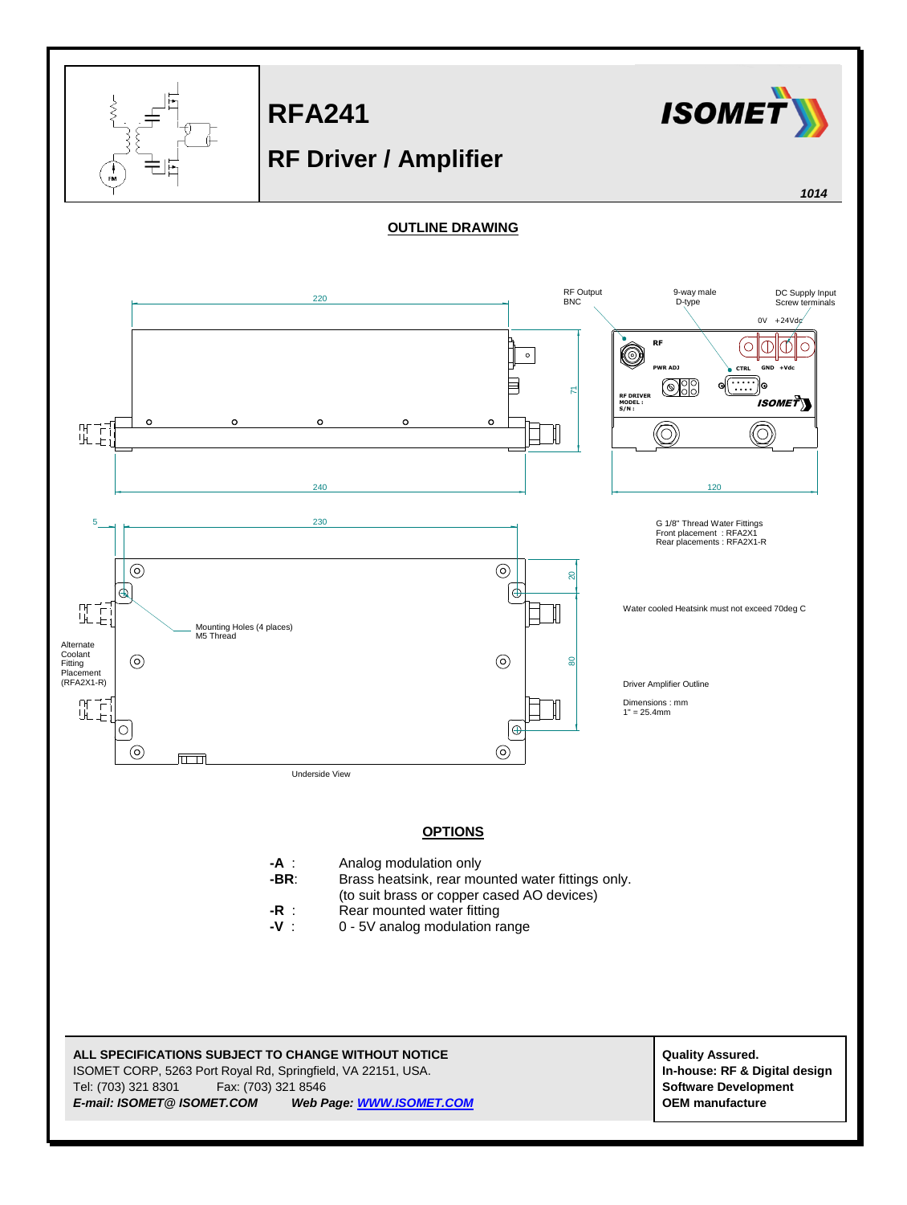# RFA241

## RF Driver / Amplifier

1014

### OUTLINE DRAWING

220

71

240

120

RF Output
BNC

9-way male
D-type

DC Supply Input
Screw terminals

0V +24Vdc

RF

PWR ADJ

CTRL GND +Vdc

RF DRIVER
MODEL :
S/N :

ISOMET

5

230

20

80

Mounting Holes (4 places)
M5 Thread

Alternate
Coolant
Fitting
Placement
(RFA2X1-R)

G 1/8" Thread Water Fittings
Front placement : RFA2X1
Rear placements : RFA2X1-R

Water cooled Heatsink must not exceed 70deg C

Driver Amplifier Outline

Dimensions : mm
1" = 25.4mm

Underside View

### OPTIONS

**-A** : Analog modulation only

**-BR**: Brass heatsink, rear mounted water fittings only. (to suit brass or copper cased AO devices)

**-R** : Rear mounted water fitting

**-V** : 0 - 5V analog modulation range

**ALL SPECIFICATIONS SUBJECT TO CHANGE WITHOUT NOTICE**
ISOMET CORP, 5263 Port Royal Rd, Springfield, VA 22151, USA.
Tel: (703) 321 8301 Fax: (703) 321 8546
***E-mail: ISOMET@ ISOMET.COM Web Page: WWW.ISOMET.COM***

**Quality Assured.**
**In-house: RF & Digital design**
**Software Development**
**OEM manufacture**